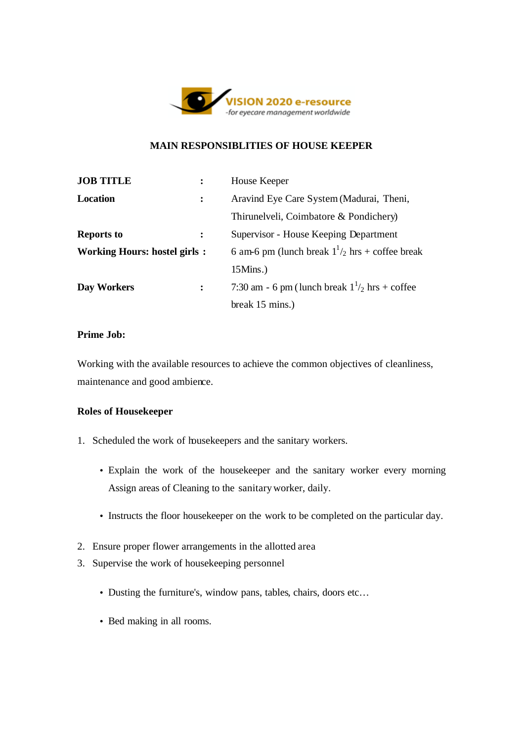VISION 2020 e-resource
-for eyecare management worldwide

# MAIN RESPONSIBLITIES OF HOUSE KEEPER

| | | |
|---|---|---|
| **JOB TITLE** | **:** | House Keeper |
| **Location** | **:** | Aravind Eye Care System (Madurai, Theni, Thirunelveli, Coimbatore & Pondichery) |
| **Reports to** | **:** | Supervisor - House Keeping Department |
| **Working Hours: hostel girls** | **:** | 6 am-6 pm (lunch break $1^1/_2$ hrs + coffee break 15Mins.) |
| **Day Workers** | **:** | 7:30 am - 6 pm (lunch break $1^1/_2$ hrs + coffee break 15 mins.) |

**Prime Job:**

Working with the available resources to achieve the common objectives of cleanliness, maintenance and good ambience.

**Roles of Housekeeper**

1. Scheduled the work of housekeepers and the sanitary workers.
   - Explain the work of the housekeeper and the sanitary worker every morning Assign areas of Cleaning to the sanitary worker, daily.
   - Instructs the floor housekeeper on the work to be completed on the particular day.
2. Ensure proper flower arrangements in the allotted area
3. Supervise the work of housekeeping personnel
   - Dusting the furniture's, window pans, tables, chairs, doors etc…
   - Bed making in all rooms.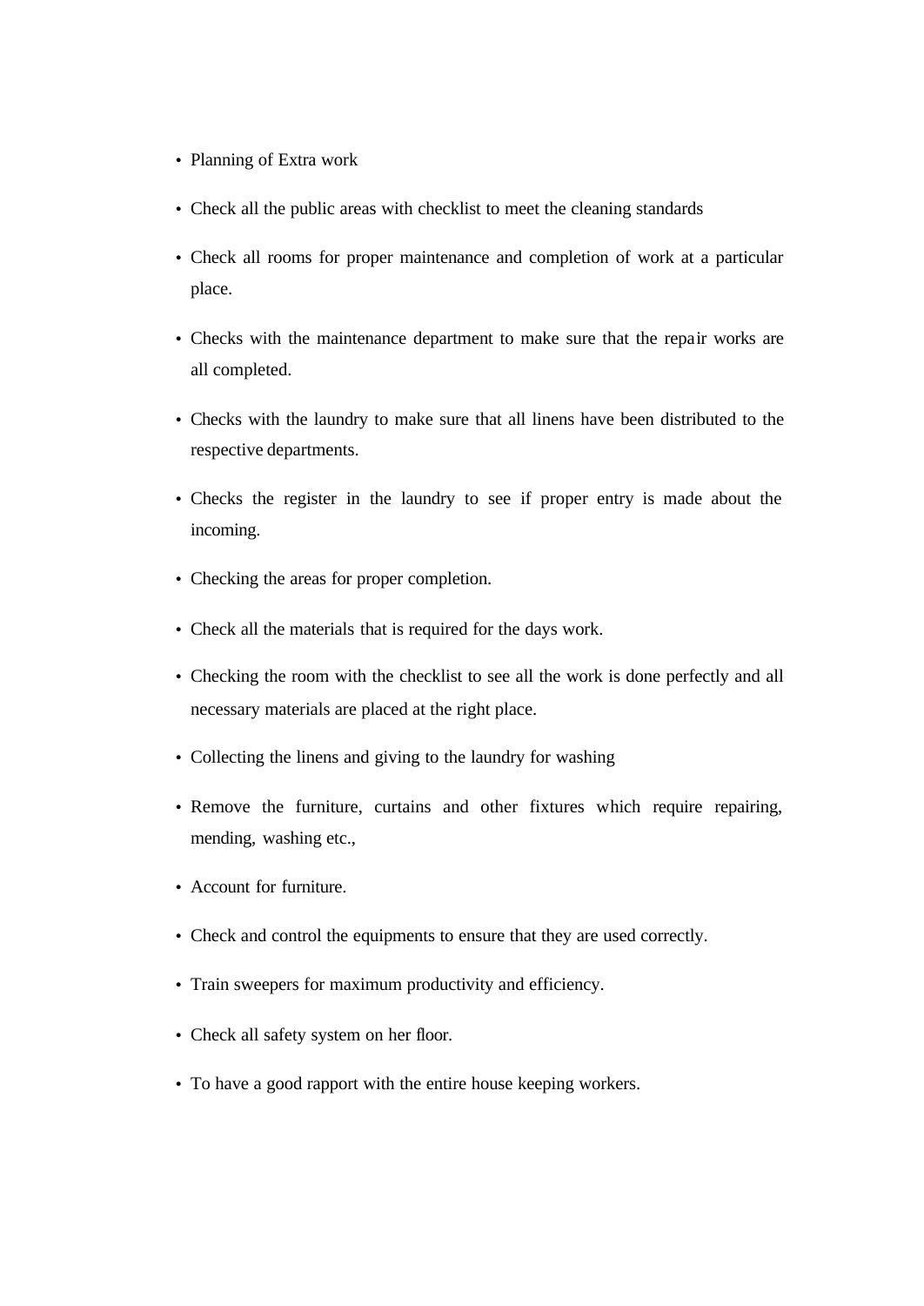- Planning of Extra work
- Check all the public areas with checklist to meet the cleaning standards
- Check all rooms for proper maintenance and completion of work at a particular place.
- Checks with the maintenance department to make sure that the repair works are all completed.
- Checks with the laundry to make sure that all linens have been distributed to the respective departments.
- Checks the register in the laundry to see if proper entry is made about the incoming.
- Checking the areas for proper completion.
- Check all the materials that is required for the days work.
- Checking the room with the checklist to see all the work is done perfectly and all necessary materials are placed at the right place.
- Collecting the linens and giving to the laundry for washing
- Remove the furniture, curtains and other fixtures which require repairing, mending, washing etc.,
- Account for furniture.
- Check and control the equipments to ensure that they are used correctly.
- Train sweepers for maximum productivity and efficiency.
- Check all safety system on her floor.
- To have a good rapport with the entire house keeping workers.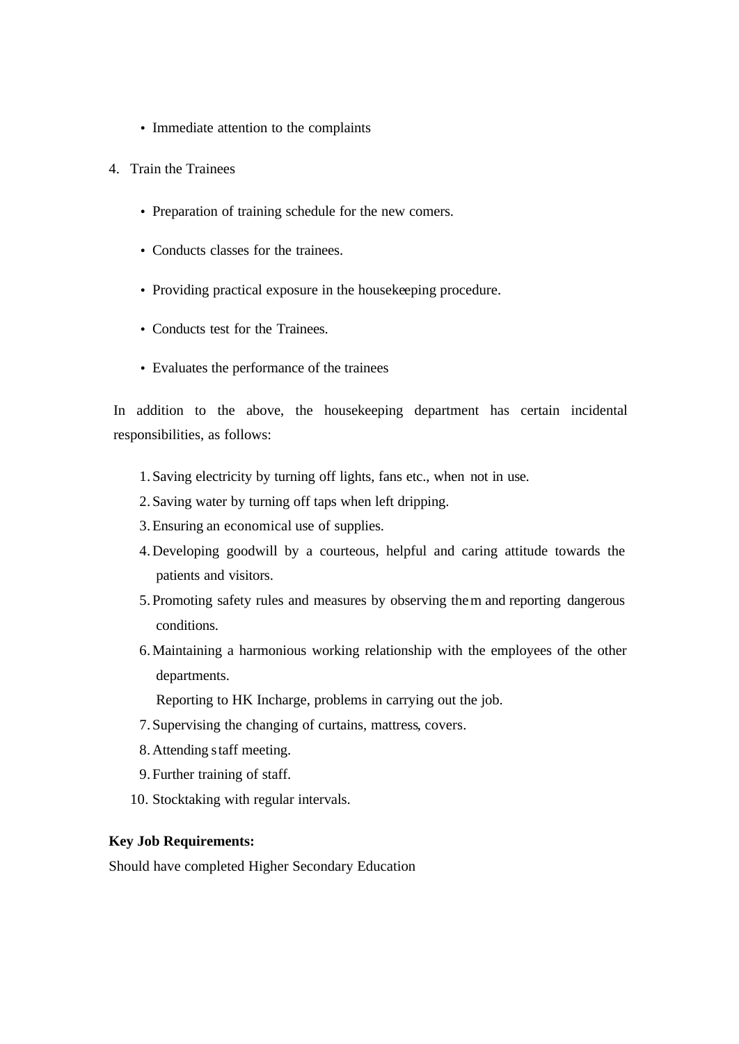- Immediate attention to the complaints

4. Train the Trainees

   - Preparation of training schedule for the new comers.
   - Conducts classes for the trainees.
   - Providing practical exposure in the housekeeping procedure.
   - Conducts test for the Trainees.
   - Evaluates the performance of the trainees

In addition to the above, the housekeeping department has certain incidental responsibilities, as follows:

1. Saving electricity by turning off lights, fans etc., when not in use.
2. Saving water by turning off taps when left dripping.
3. Ensuring an economical use of supplies.
4. Developing goodwill by a courteous, helpful and caring attitude towards the patients and visitors.
5. Promoting safety rules and measures by observing them and reporting dangerous conditions.
6. Maintaining a harmonious working relationship with the employees of the other departments.

   Reporting to HK Incharge, problems in carrying out the job.
7. Supervising the changing of curtains, mattress, covers.
8. Attending staff meeting.
9. Further training of staff.
10. Stocktaking with regular intervals.

**Key Job Requirements:**

Should have completed Higher Secondary Education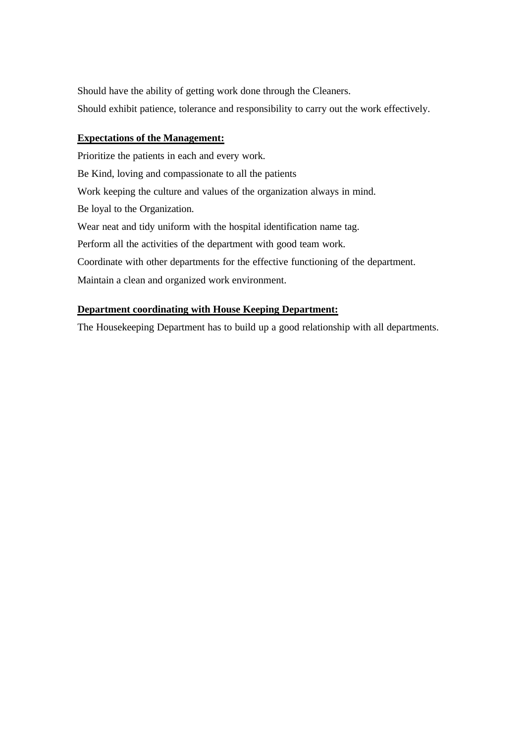Should have the ability of getting work done through the Cleaners.

Should exhibit patience, tolerance and responsibility to carry out the work effectively.

**Expectations of the Management:**

Prioritize the patients in each and every work.

Be Kind, loving and compassionate to all the patients

Work keeping the culture and values of the organization always in mind.

Be loyal to the Organization.

Wear neat and tidy uniform with the hospital identification name tag.

Perform all the activities of the department with good team work.

Coordinate with other departments for the effective functioning of the department.

Maintain a clean and organized work environment.

**Department coordinating with House Keeping Department:**

The Housekeeping Department has to build up a good relationship with all departments.